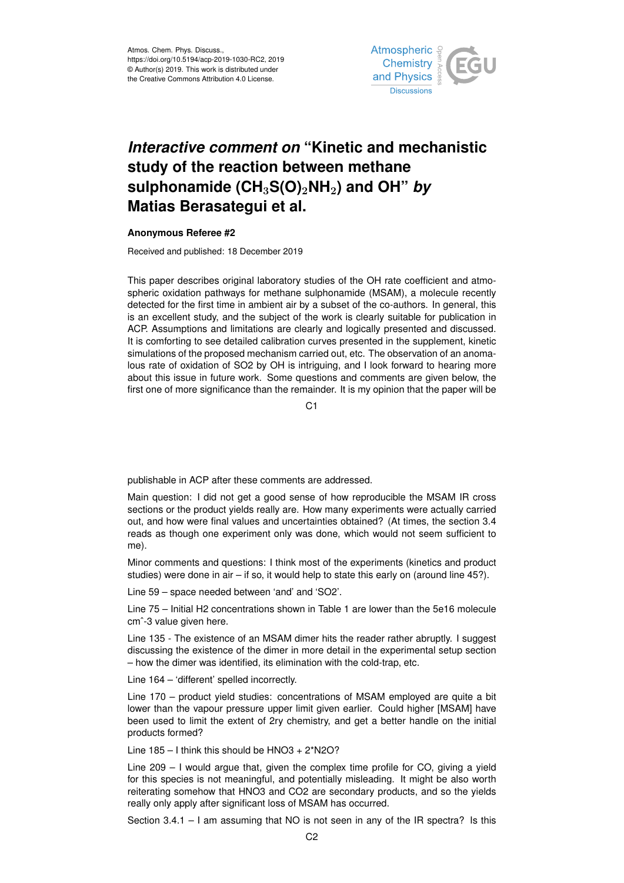Atmos. Chem. Phys. Discuss.,
https://doi.org/10.5194/acp-2019-1030-RC2, 2019
© Author(s) 2019. This work is distributed under
the Creative Commons Attribution 4.0 License.

# *Interactive comment on* "Kinetic and mechanistic study of the reaction between methane sulphonamide ($CH_3S(O)_2NH_2$) and OH" *by* Matias Berasategui et al.

### Anonymous Referee #2

Received and published: 18 December 2019

This paper describes original laboratory studies of the OH rate coefficient and atmospheric oxidation pathways for methane sulphonamide (MSAM), a molecule recently detected for the first time in ambient air by a subset of the co-authors. In general, this is an excellent study, and the subject of the work is clearly suitable for publication in ACP. Assumptions and limitations are clearly and logically presented and discussed. It is comforting to see detailed calibration curves presented in the supplement, kinetic simulations of the proposed mechanism carried out, etc. The observation of an anomalous rate of oxidation of SO2 by OH is intriguing, and I look forward to hearing more about this issue in future work. Some questions and comments are given below, the first one of more significance than the remainder. It is my opinion that the paper will be publishable in ACP after these comments are addressed.

Main question: I did not get a good sense of how reproducible the MSAM IR cross sections or the product yields really are. How many experiments were actually carried out, and how were final values and uncertainties obtained? (At times, the section 3.4 reads as though one experiment only was done, which would not seem sufficient to me).

Minor comments and questions: I think most of the experiments (kinetics and product studies) were done in air – if so, it would help to state this early on (around line 45?).

Line 59 – space needed between 'and' and 'SO2'.

Line 75 – Initial H2 concentrations shown in Table 1 are lower than the 5e16 molecule cmˆ-3 value given here.

Line 135 - The existence of an MSAM dimer hits the reader rather abruptly. I suggest discussing the existence of the dimer in more detail in the experimental setup section – how the dimer was identified, its elimination with the cold-trap, etc.

Line 164 – 'different' spelled incorrectly.

Line 170 – product yield studies: concentrations of MSAM employed are quite a bit lower than the vapour pressure upper limit given earlier. Could higher [MSAM] have been used to limit the extent of 2ry chemistry, and get a better handle on the initial products formed?

Line 185 – I think this should be HNO3 + 2*N2O?

Line 209 – I would argue that, given the complex time profile for CO, giving a yield for this species is not meaningful, and potentially misleading. It might be also worth reiterating somehow that HNO3 and CO2 are secondary products, and so the yields really only apply after significant loss of MSAM has occurred.

Section 3.4.1 – I am assuming that NO is not seen in any of the IR spectra? Is this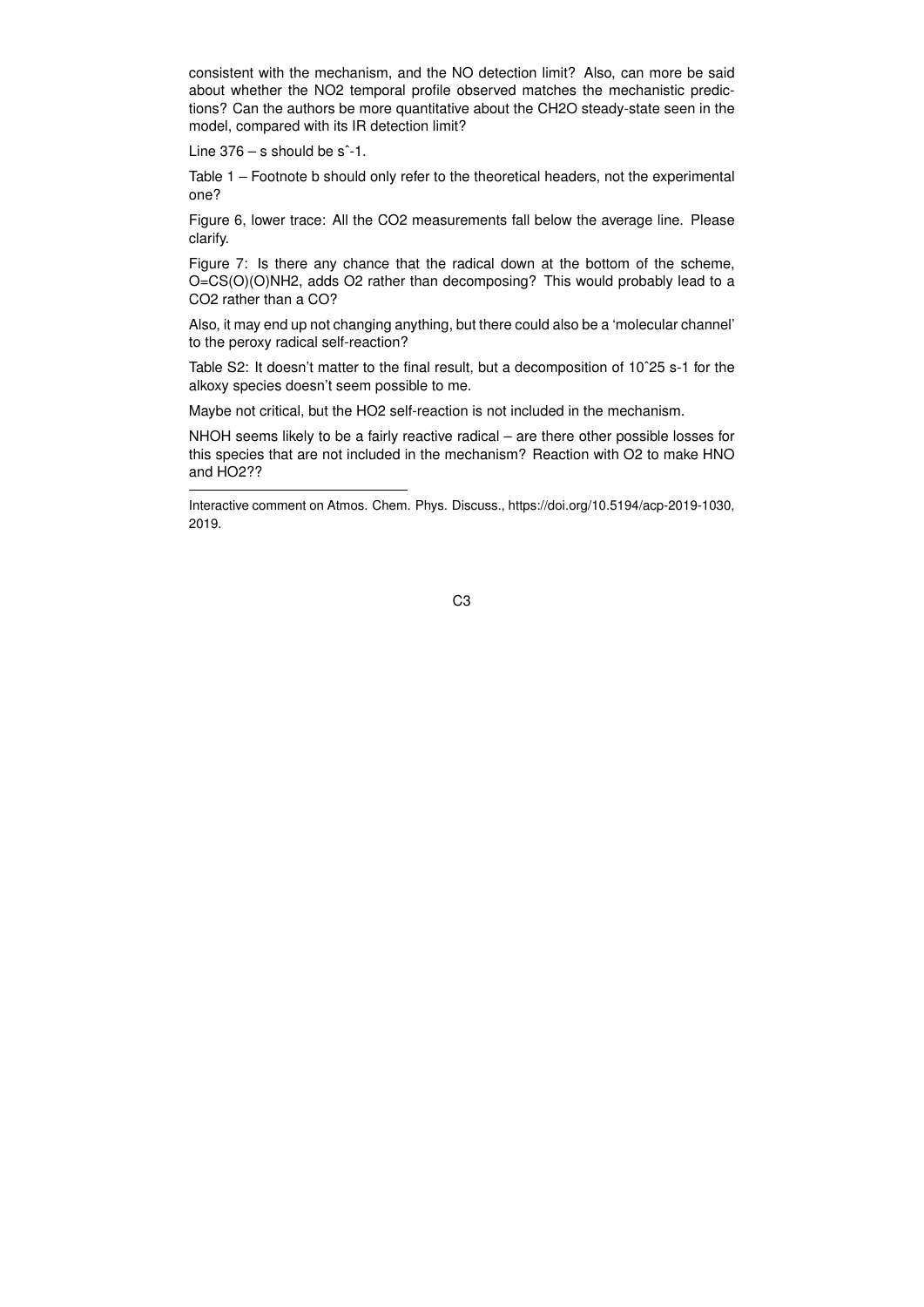consistent with the mechanism, and the NO detection limit? Also, can more be said about whether the $NO_2$ temporal profile observed matches the mechanistic predictions? Can the authors be more quantitative about the $CH_2O$ steady-state seen in the model, compared with its IR detection limit?

Line 376 – s should be $s^{-1}$.

Table 1 – Footnote b should only refer to the theoretical headers, not the experimental one?

Figure 6, lower trace: All the $CO_2$ measurements fall below the average line. Please clarify.

Figure 7: Is there any chance that the radical down at the bottom of the scheme, O=CS(O)(O)NH2, adds $O_2$ rather than decomposing? This would probably lead to a $CO_2$ rather than a CO?

Also, it may end up not changing anything, but there could also be a 'molecular channel' to the peroxy radical self-reaction?

Table S2: It doesn't matter to the final result, but a decomposition of $10^{25}$ s-1 for the alkoxy species doesn't seem possible to me.

Maybe not critical, but the $HO_2$ self-reaction is not included in the mechanism.

NHOH seems likely to be a fairly reactive radical – are there other possible losses for this species that are not included in the mechanism? Reaction with $O_2$ to make HNO and $HO_2$??

---

Interactive comment on Atmos. Chem. Phys. Discuss., https://doi.org/10.5194/acp-2019-1030, 2019.